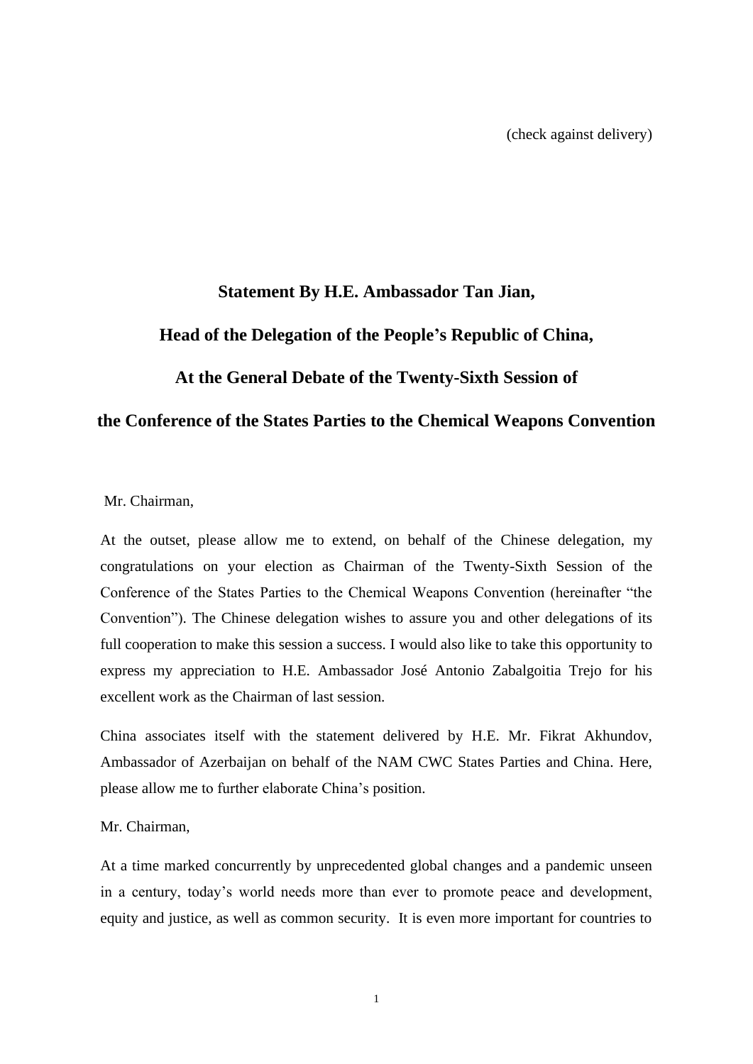(check against delivery)

# Statement By H.E. Ambassador Tan Jian,

# Head of the Delegation of the People's Republic of China,

# At the General Debate of the Twenty-Sixth Session of

# the Conference of the States Parties to the Chemical Weapons Convention

Mr. Chairman,

At the outset, please allow me to extend, on behalf of the Chinese delegation, my congratulations on your election as Chairman of the Twenty-Sixth Session of the Conference of the States Parties to the Chemical Weapons Convention (hereinafter "the Convention"). The Chinese delegation wishes to assure you and other delegations of its full cooperation to make this session a success. I would also like to take this opportunity to express my appreciation to H.E. Ambassador José Antonio Zabalgoitia Trejo for his excellent work as the Chairman of last session.

China associates itself with the statement delivered by H.E. Mr. Fikrat Akhundov, Ambassador of Azerbaijan on behalf of the NAM CWC States Parties and China. Here, please allow me to further elaborate China's position.

Mr. Chairman,

At a time marked concurrently by unprecedented global changes and a pandemic unseen in a century, today's world needs more than ever to promote peace and development, equity and justice, as well as common security. It is even more important for countries to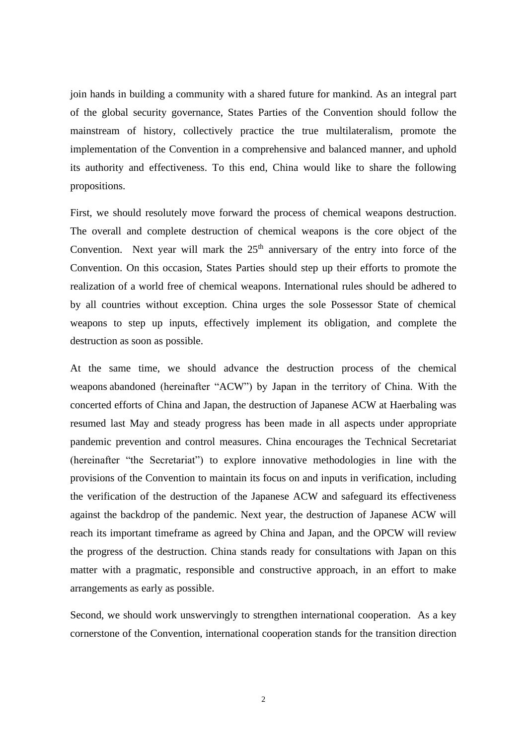join hands in building a community with a shared future for mankind. As an integral part of the global security governance, States Parties of the Convention should follow the mainstream of history, collectively practice the true multilateralism, promote the implementation of the Convention in a comprehensive and balanced manner, and uphold its authority and effectiveness. To this end, China would like to share the following propositions.

First, we should resolutely move forward the process of chemical weapons destruction. The overall and complete destruction of chemical weapons is the core object of the Convention. Next year will mark the 25th anniversary of the entry into force of the Convention. On this occasion, States Parties should step up their efforts to promote the realization of a world free of chemical weapons. International rules should be adhered to by all countries without exception. China urges the sole Possessor State of chemical weapons to step up inputs, effectively implement its obligation, and complete the destruction as soon as possible.

At the same time, we should advance the destruction process of the chemical weapons abandoned (hereinafter "ACW") by Japan in the territory of China. With the concerted efforts of China and Japan, the destruction of Japanese ACW at Haerbaling was resumed last May and steady progress has been made in all aspects under appropriate pandemic prevention and control measures. China encourages the Technical Secretariat (hereinafter "the Secretariat") to explore innovative methodologies in line with the provisions of the Convention to maintain its focus on and inputs in verification, including the verification of the destruction of the Japanese ACW and safeguard its effectiveness against the backdrop of the pandemic. Next year, the destruction of Japanese ACW will reach its important timeframe as agreed by China and Japan, and the OPCW will review the progress of the destruction. China stands ready for consultations with Japan on this matter with a pragmatic, responsible and constructive approach, in an effort to make arrangements as early as possible.

Second, we should work unswervingly to strengthen international cooperation. As a key cornerstone of the Convention, international cooperation stands for the transition direction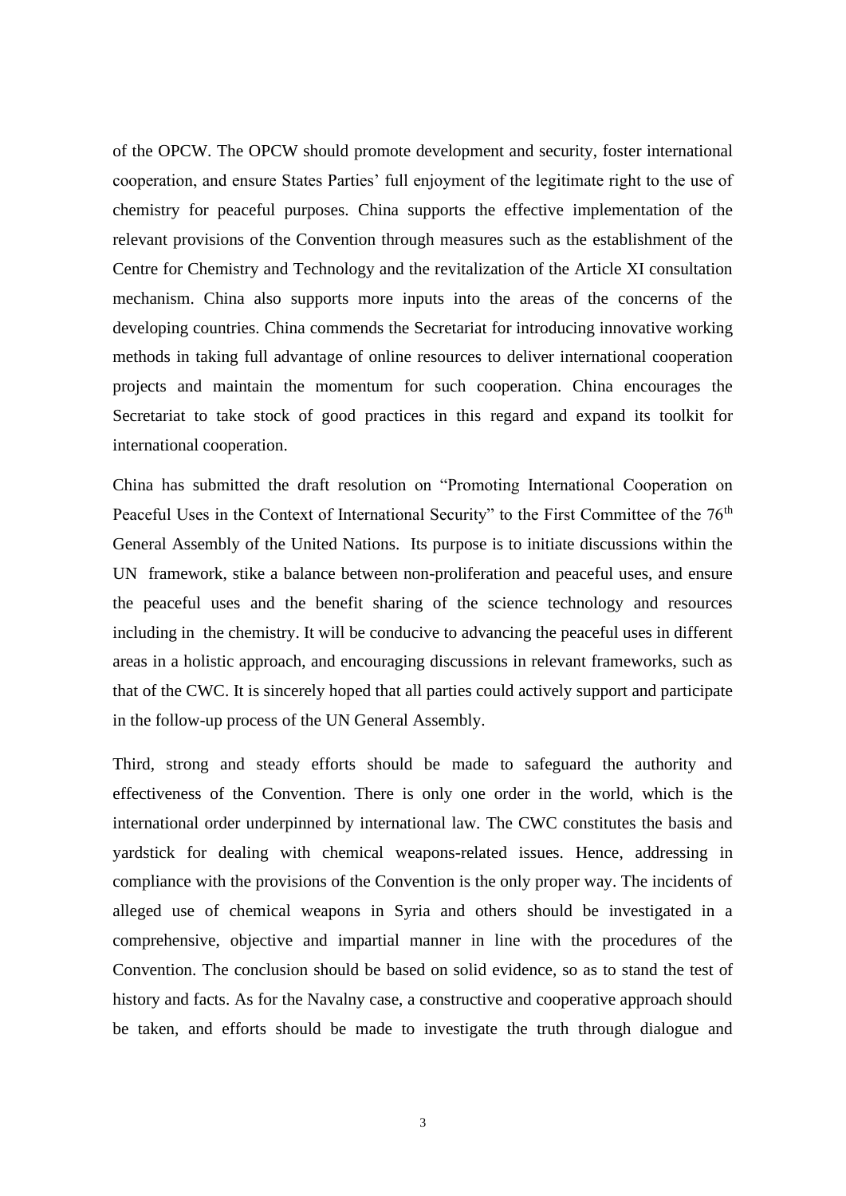of the OPCW. The OPCW should promote development and security, foster international cooperation, and ensure States Parties' full enjoyment of the legitimate right to the use of chemistry for peaceful purposes. China supports the effective implementation of the relevant provisions of the Convention through measures such as the establishment of the Centre for Chemistry and Technology and the revitalization of the Article XI consultation mechanism. China also supports more inputs into the areas of the concerns of the developing countries. China commends the Secretariat for introducing innovative working methods in taking full advantage of online resources to deliver international cooperation projects and maintain the momentum for such cooperation. China encourages the Secretariat to take stock of good practices in this regard and expand its toolkit for international cooperation.

China has submitted the draft resolution on "Promoting International Cooperation on Peaceful Uses in the Context of International Security" to the First Committee of the 76th General Assembly of the United Nations. Its purpose is to initiate discussions within the UN framework, stike a balance between non-proliferation and peaceful uses, and ensure the peaceful uses and the benefit sharing of the science technology and resources including in the chemistry. It will be conducive to advancing the peaceful uses in different areas in a holistic approach, and encouraging discussions in relevant frameworks, such as that of the CWC. It is sincerely hoped that all parties could actively support and participate in the follow-up process of the UN General Assembly.

Third, strong and steady efforts should be made to safeguard the authority and effectiveness of the Convention. There is only one order in the world, which is the international order underpinned by international law. The CWC constitutes the basis and yardstick for dealing with chemical weapons-related issues. Hence, addressing in compliance with the provisions of the Convention is the only proper way. The incidents of alleged use of chemical weapons in Syria and others should be investigated in a comprehensive, objective and impartial manner in line with the procedures of the Convention. The conclusion should be based on solid evidence, so as to stand the test of history and facts. As for the Navalny case, a constructive and cooperative approach should be taken, and efforts should be made to investigate the truth through dialogue and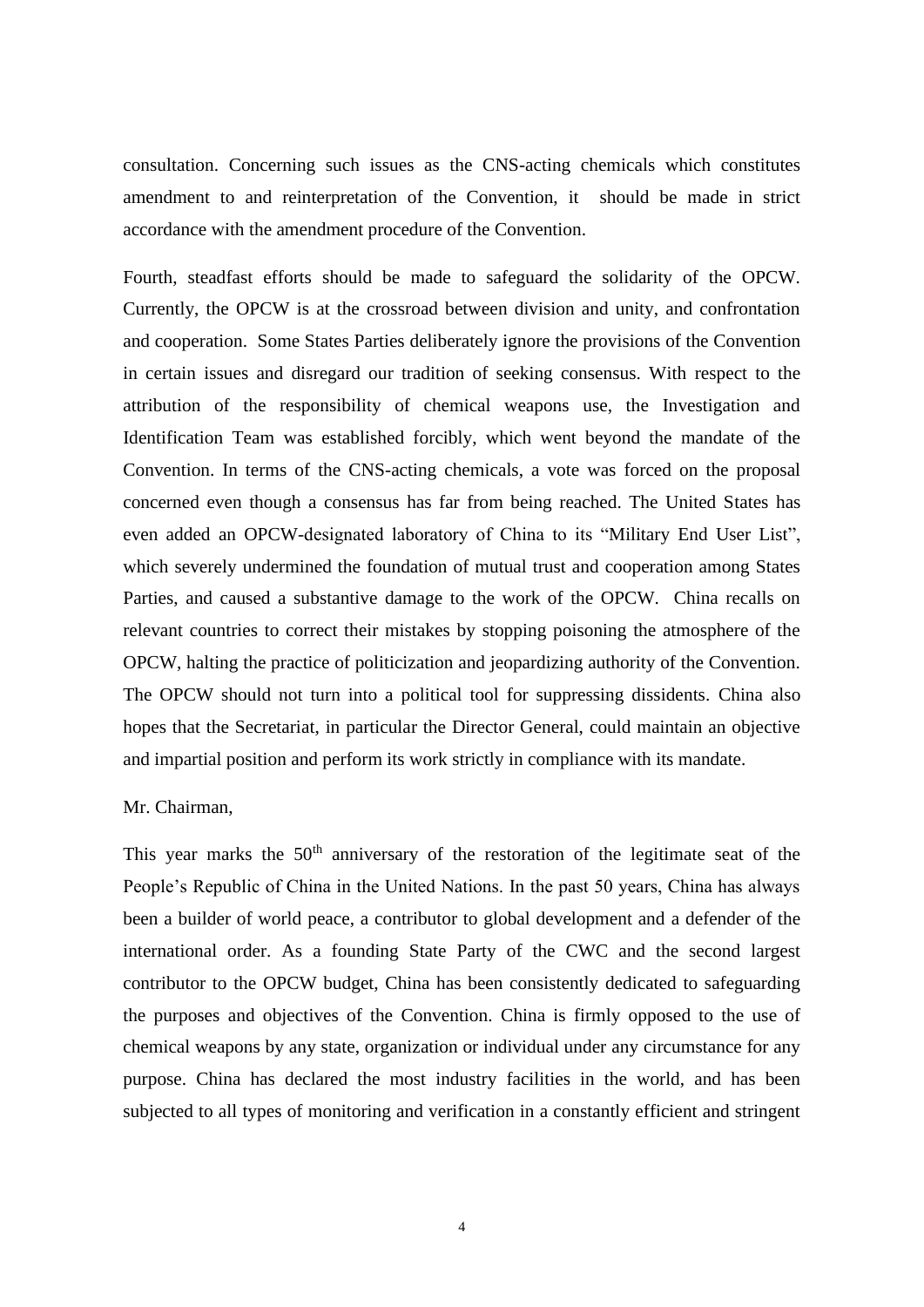consultation. Concerning such issues as the CNS-acting chemicals which constitutes amendment to and reinterpretation of the Convention, it should be made in strict accordance with the amendment procedure of the Convention.

Fourth, steadfast efforts should be made to safeguard the solidarity of the OPCW. Currently, the OPCW is at the crossroad between division and unity, and confrontation and cooperation. Some States Parties deliberately ignore the provisions of the Convention in certain issues and disregard our tradition of seeking consensus. With respect to the attribution of the responsibility of chemical weapons use, the Investigation and Identification Team was established forcibly, which went beyond the mandate of the Convention. In terms of the CNS-acting chemicals, a vote was forced on the proposal concerned even though a consensus has far from being reached. The United States has even added an OPCW-designated laboratory of China to its "Military End User List", which severely undermined the foundation of mutual trust and cooperation among States Parties, and caused a substantive damage to the work of the OPCW. China recalls on relevant countries to correct their mistakes by stopping poisoning the atmosphere of the OPCW, halting the practice of politicization and jeopardizing authority of the Convention. The OPCW should not turn into a political tool for suppressing dissidents. China also hopes that the Secretariat, in particular the Director General, could maintain an objective and impartial position and perform its work strictly in compliance with its mandate.

Mr. Chairman,

This year marks the 50th anniversary of the restoration of the legitimate seat of the People's Republic of China in the United Nations. In the past 50 years, China has always been a builder of world peace, a contributor to global development and a defender of the international order. As a founding State Party of the CWC and the second largest contributor to the OPCW budget, China has been consistently dedicated to safeguarding the purposes and objectives of the Convention. China is firmly opposed to the use of chemical weapons by any state, organization or individual under any circumstance for any purpose. China has declared the most industry facilities in the world, and has been subjected to all types of monitoring and verification in a constantly efficient and stringent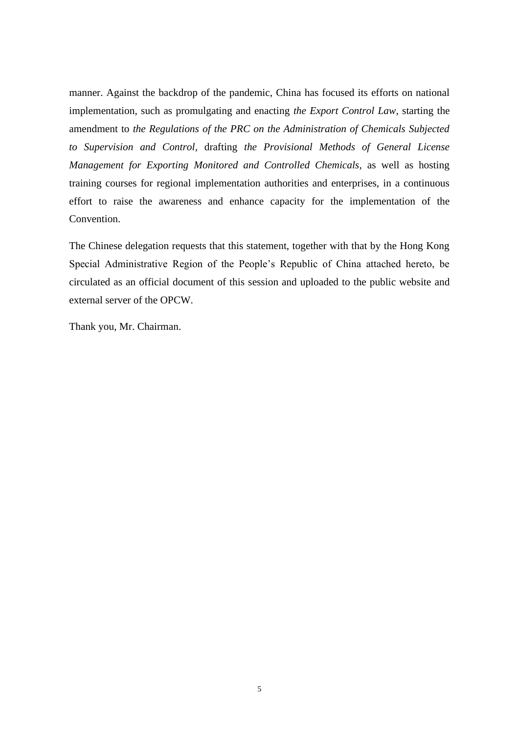manner. Against the backdrop of the pandemic, China has focused its efforts on national implementation, such as promulgating and enacting *the Export Control Law*, starting the amendment to *the Regulations of the PRC on the Administration of Chemicals Subjected to Supervision and Control*, drafting *the Provisional Methods of General License Management for Exporting Monitored and Controlled Chemicals*, as well as hosting training courses for regional implementation authorities and enterprises, in a continuous effort to raise the awareness and enhance capacity for the implementation of the Convention.

The Chinese delegation requests that this statement, together with that by the Hong Kong Special Administrative Region of the People's Republic of China attached hereto, be circulated as an official document of this session and uploaded to the public website and external server of the OPCW.

Thank you, Mr. Chairman.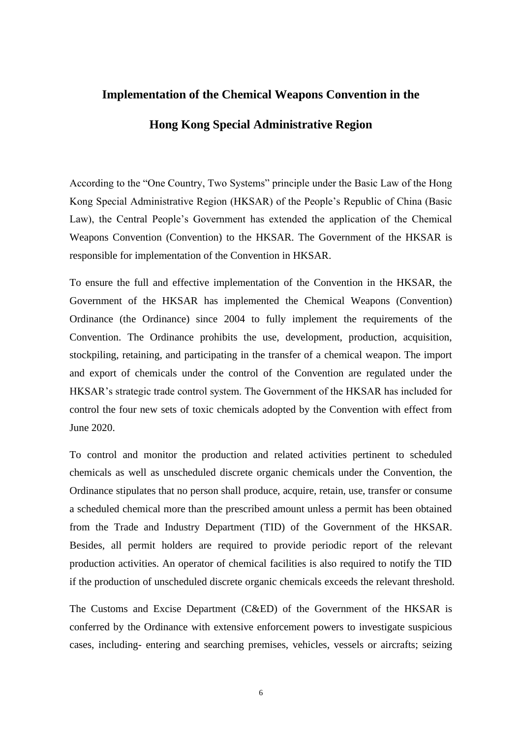# Implementation of the Chemical Weapons Convention in the Hong Kong Special Administrative Region

According to the "One Country, Two Systems" principle under the Basic Law of the Hong Kong Special Administrative Region (HKSAR) of the People's Republic of China (Basic Law), the Central People's Government has extended the application of the Chemical Weapons Convention (Convention) to the HKSAR. The Government of the HKSAR is responsible for implementation of the Convention in HKSAR.

To ensure the full and effective implementation of the Convention in the HKSAR, the Government of the HKSAR has implemented the Chemical Weapons (Convention) Ordinance (the Ordinance) since 2004 to fully implement the requirements of the Convention. The Ordinance prohibits the use, development, production, acquisition, stockpiling, retaining, and participating in the transfer of a chemical weapon. The import and export of chemicals under the control of the Convention are regulated under the HKSAR's strategic trade control system. The Government of the HKSAR has included for control the four new sets of toxic chemicals adopted by the Convention with effect from June 2020.

To control and monitor the production and related activities pertinent to scheduled chemicals as well as unscheduled discrete organic chemicals under the Convention, the Ordinance stipulates that no person shall produce, acquire, retain, use, transfer or consume a scheduled chemical more than the prescribed amount unless a permit has been obtained from the Trade and Industry Department (TID) of the Government of the HKSAR. Besides, all permit holders are required to provide periodic report of the relevant production activities. An operator of chemical facilities is also required to notify the TID if the production of unscheduled discrete organic chemicals exceeds the relevant threshold.

The Customs and Excise Department (C&ED) of the Government of the HKSAR is conferred by the Ordinance with extensive enforcement powers to investigate suspicious cases, including- entering and searching premises, vehicles, vessels or aircrafts; seizing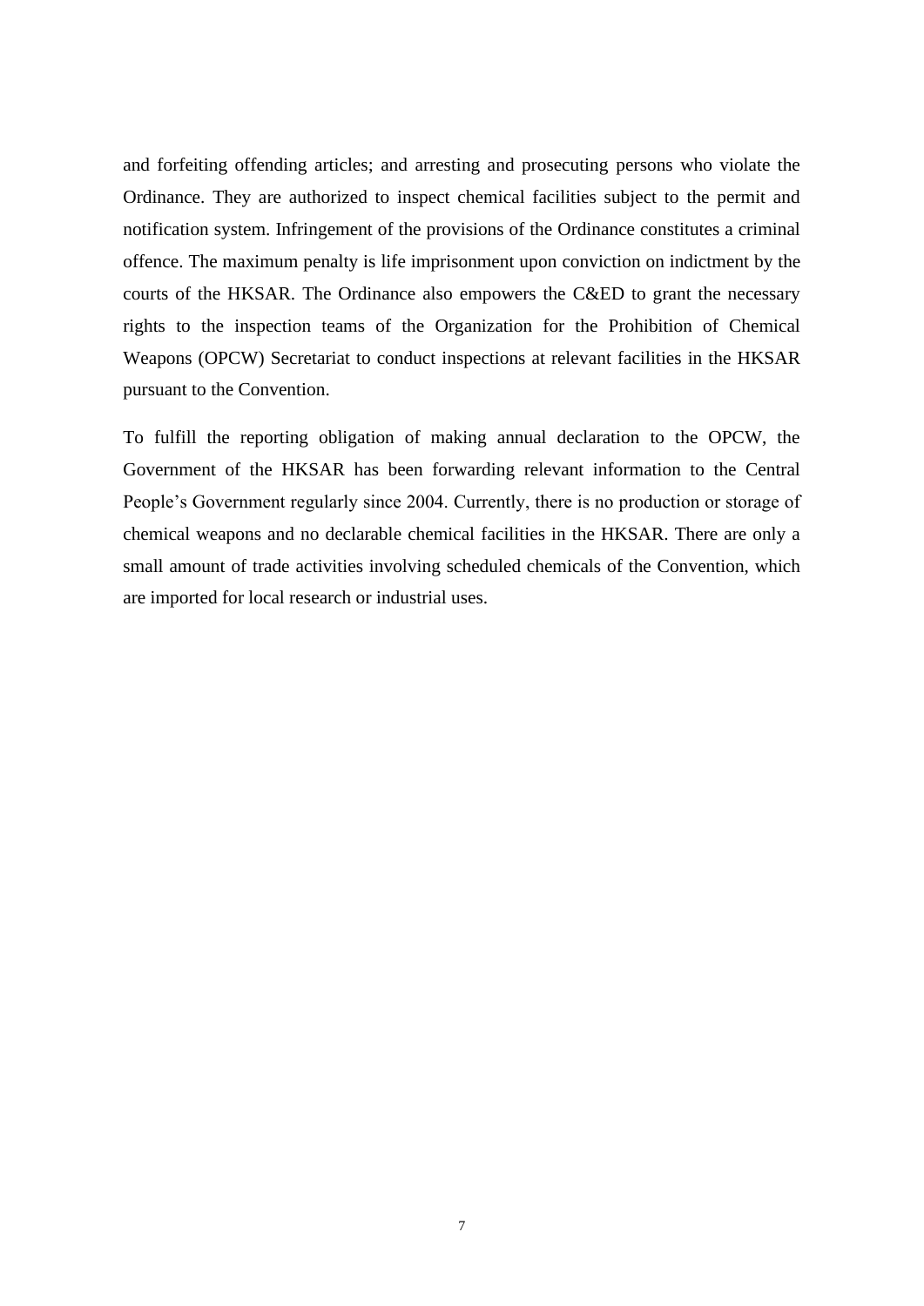and forfeiting offending articles; and arresting and prosecuting persons who violate the Ordinance. They are authorized to inspect chemical facilities subject to the permit and notification system. Infringement of the provisions of the Ordinance constitutes a criminal offence. The maximum penalty is life imprisonment upon conviction on indictment by the courts of the HKSAR. The Ordinance also empowers the C&ED to grant the necessary rights to the inspection teams of the Organization for the Prohibition of Chemical Weapons (OPCW) Secretariat to conduct inspections at relevant facilities in the HKSAR pursuant to the Convention.

To fulfill the reporting obligation of making annual declaration to the OPCW, the Government of the HKSAR has been forwarding relevant information to the Central People's Government regularly since 2004. Currently, there is no production or storage of chemical weapons and no declarable chemical facilities in the HKSAR. There are only a small amount of trade activities involving scheduled chemicals of the Convention, which are imported for local research or industrial uses.